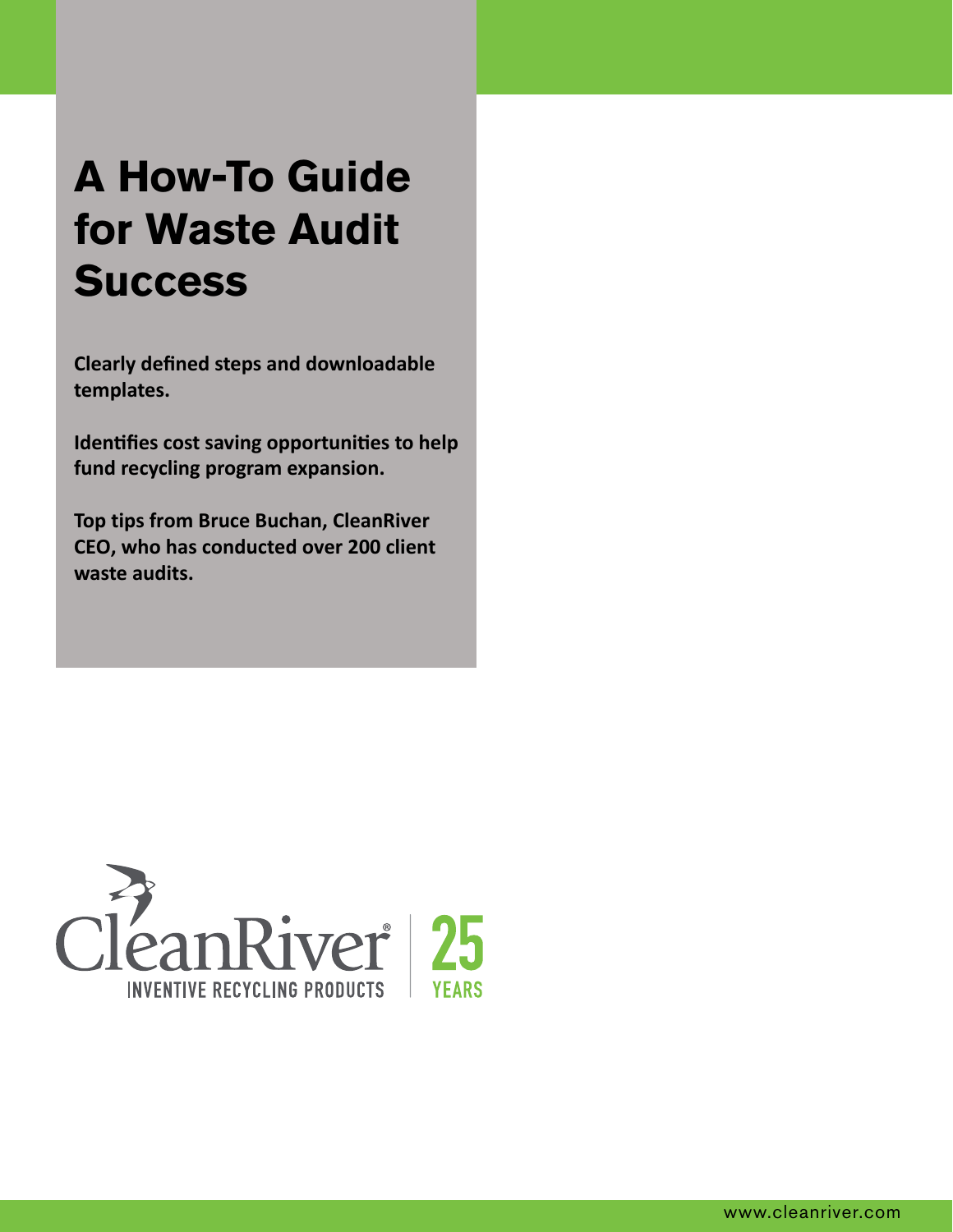# A How-To Guide for Waste Audit Success

**Clearly defined steps and downloadable templates.**

**Identifies cost saving opportunities to help fund recycling program expansion.**

**Top tips from Bruce Buchan, CleanRiver CEO, who has conducted over 200 client waste audits.**

CleanRiver®
INVENTIVE RECYCLING PRODUCTS

25 YEARS

www.cleanriver.com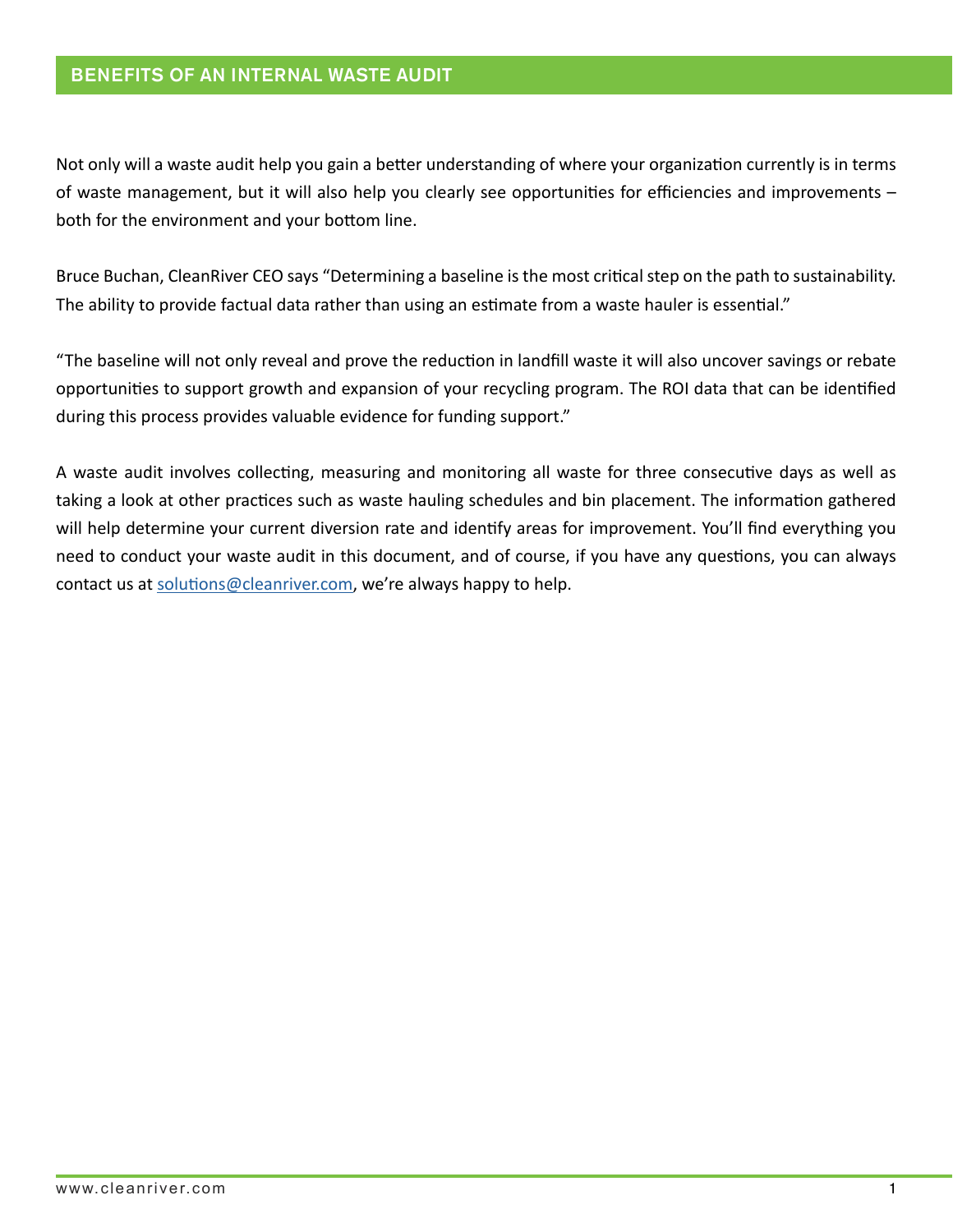## BENEFITS OF AN INTERNAL WASTE AUDIT

Not only will a waste audit help you gain a better understanding of where your organization currently is in terms of waste management, but it will also help you clearly see opportunities for efficiencies and improvements – both for the environment and your bottom line.

Bruce Buchan, CleanRiver CEO says "Determining a baseline is the most critical step on the path to sustainability. The ability to provide factual data rather than using an estimate from a waste hauler is essential."

"The baseline will not only reveal and prove the reduction in landfill waste it will also uncover savings or rebate opportunities to support growth and expansion of your recycling program. The ROI data that can be identified during this process provides valuable evidence for funding support."

A waste audit involves collecting, measuring and monitoring all waste for three consecutive days as well as taking a look at other practices such as waste hauling schedules and bin placement. The information gathered will help determine your current diversion rate and identify areas for improvement. You'll find everything you need to conduct your waste audit in this document, and of course, if you have any questions, you can always contact us at solutions@cleanriver.com, we're always happy to help.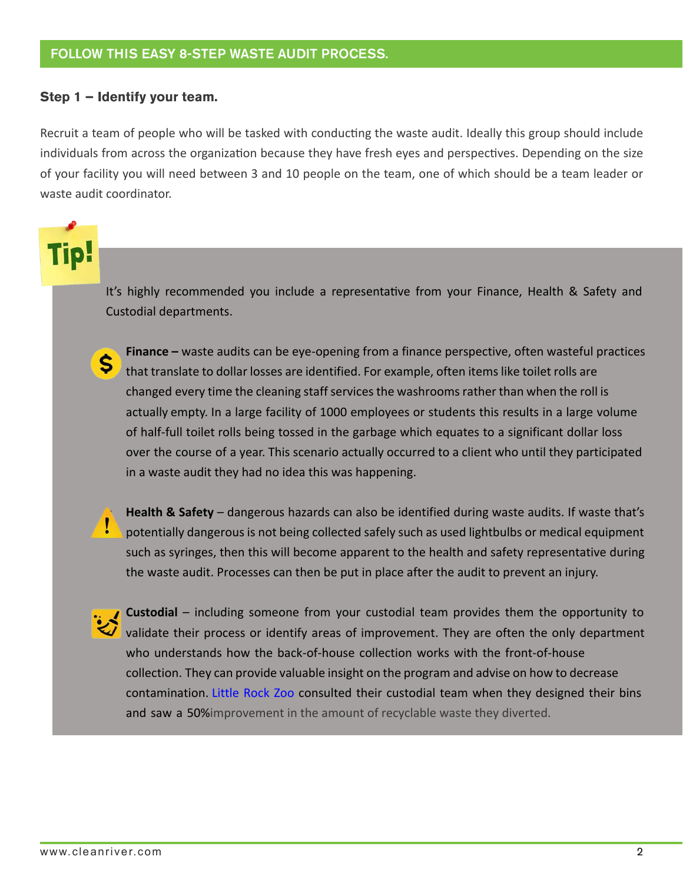## FOLLOW THIS EASY 8-STEP WASTE AUDIT PROCESS.

### Step 1 – Identify your team.

Recruit a team of people who will be tasked with conducting the waste audit. Ideally this group should include individuals from across the organization because they have fresh eyes and perspectives. Depending on the size of your facility you will need between 3 and 10 people on the team, one of which should be a team leader or waste audit coordinator.

**Tip!**

It's highly recommended you include a representative from your Finance, Health & Safety and Custodial departments.

**Finance –** waste audits can be eye-opening from a finance perspective, often wasteful practices that translate to dollar losses are identified. For example, often items like toilet rolls are changed every time the cleaning staff services the washrooms rather than when the roll is actually empty. In a large facility of 1000 employees or students this results in a large volume of half-full toilet rolls being tossed in the garbage which equates to a significant dollar loss over the course of a year. This scenario actually occurred to a client who until they participated in a waste audit they had no idea this was happening.

**Health & Safety** – dangerous hazards can also be identified during waste audits. If waste that's potentially dangerous is not being collected safely such as used lightbulbs or medical equipment such as syringes, then this will become apparent to the health and safety representative during the waste audit. Processes can then be put in place after the audit to prevent an injury.

**Custodial** – including someone from your custodial team provides them the opportunity to validate their process or identify areas of improvement. They are often the only department who understands how the back-of-house collection works with the front-of-house collection. They can provide valuable insight on the program and advise on how to decrease contamination. Little Rock Zoo consulted their custodial team when they designed their bins and saw a 50%improvement in the amount of recyclable waste they diverted.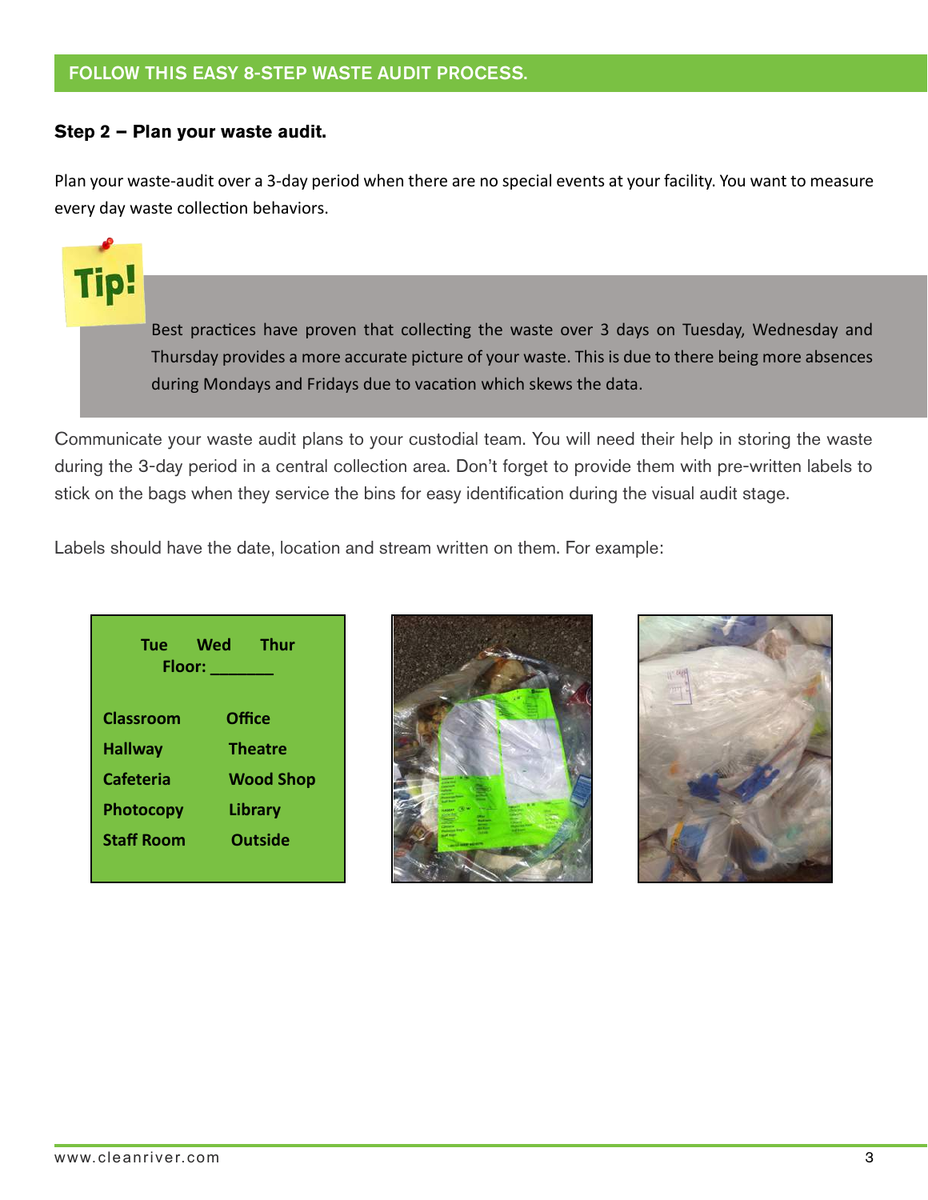## FOLLOW THIS EASY 8-STEP WASTE AUDIT PROCESS.

### Step 2 – Plan your waste audit.

Plan your waste-audit over a 3-day period when there are no special events at your facility. You want to measure every day waste collection behaviors.

**Tip!**

Best practices have proven that collecting the waste over 3 days on Tuesday, Wednesday and Thursday provides a more accurate picture of your waste. This is due to there being more absences during Mondays and Fridays due to vacation which skews the data.

Communicate your waste audit plans to your custodial team. You will need their help in storing the waste during the 3-day period in a central collection area. Don't forget to provide them with pre-written labels to stick on the bags when they service the bins for easy identification during the visual audit stage.

Labels should have the date, location and stream written on them. For example:

**Tue Wed Thur**
**Floor: _______**

| | |
|---|---|
| **Classroom** | **Office** |
| **Hallway** | **Theatre** |
| **Cafeteria** | **Wood Shop** |
| **Photocopy** | **Library** |
| **Staff Room** | **Outside** |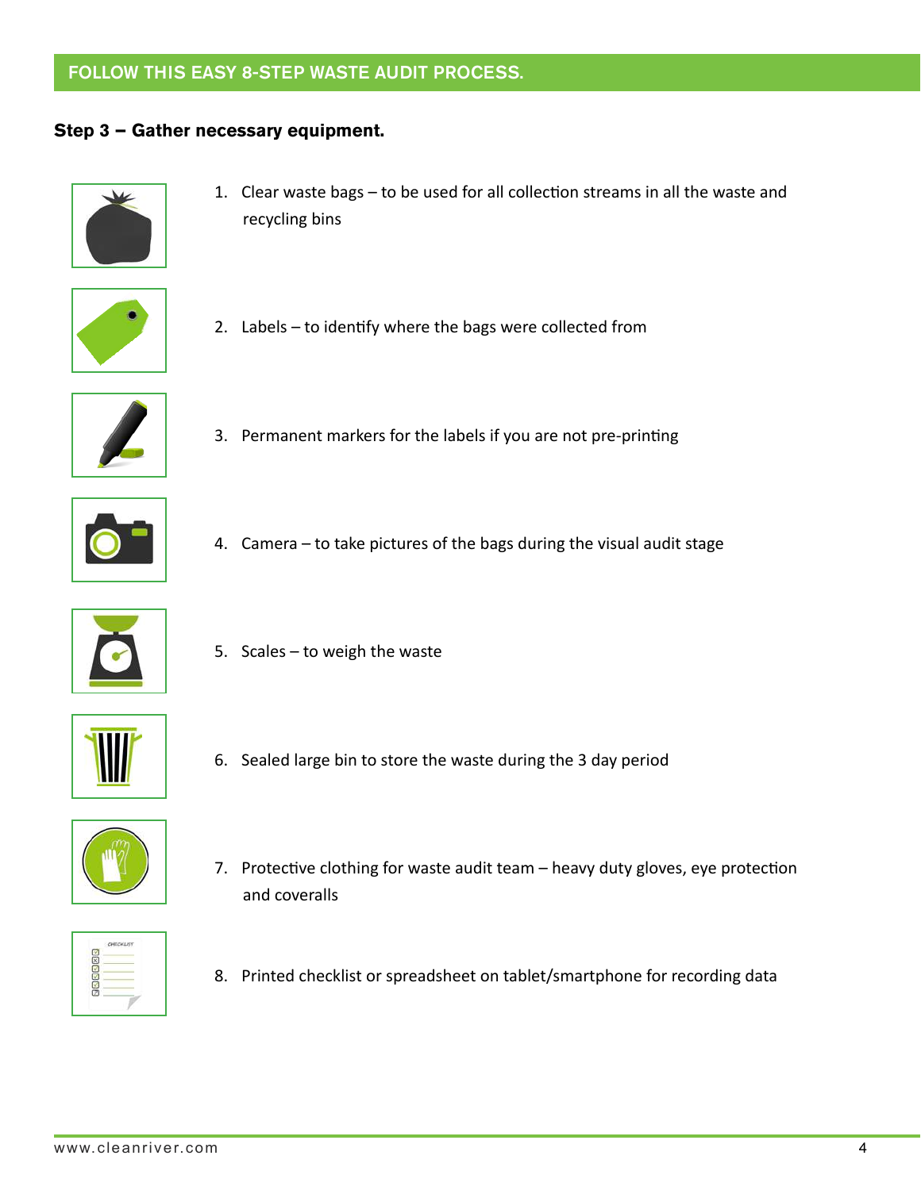## FOLLOW THIS EASY 8-STEP WASTE AUDIT PROCESS.

### Step 3 – Gather necessary equipment.

1. Clear waste bags – to be used for all collection streams in all the waste and recycling bins
2. Labels – to identify where the bags were collected from
3. Permanent markers for the labels if you are not pre-printing
4. Camera – to take pictures of the bags during the visual audit stage
5. Scales – to weigh the waste
6. Sealed large bin to store the waste during the 3 day period
7. Protective clothing for waste audit team – heavy duty gloves, eye protection and coveralls
8. Printed checklist or spreadsheet on tablet/smartphone for recording data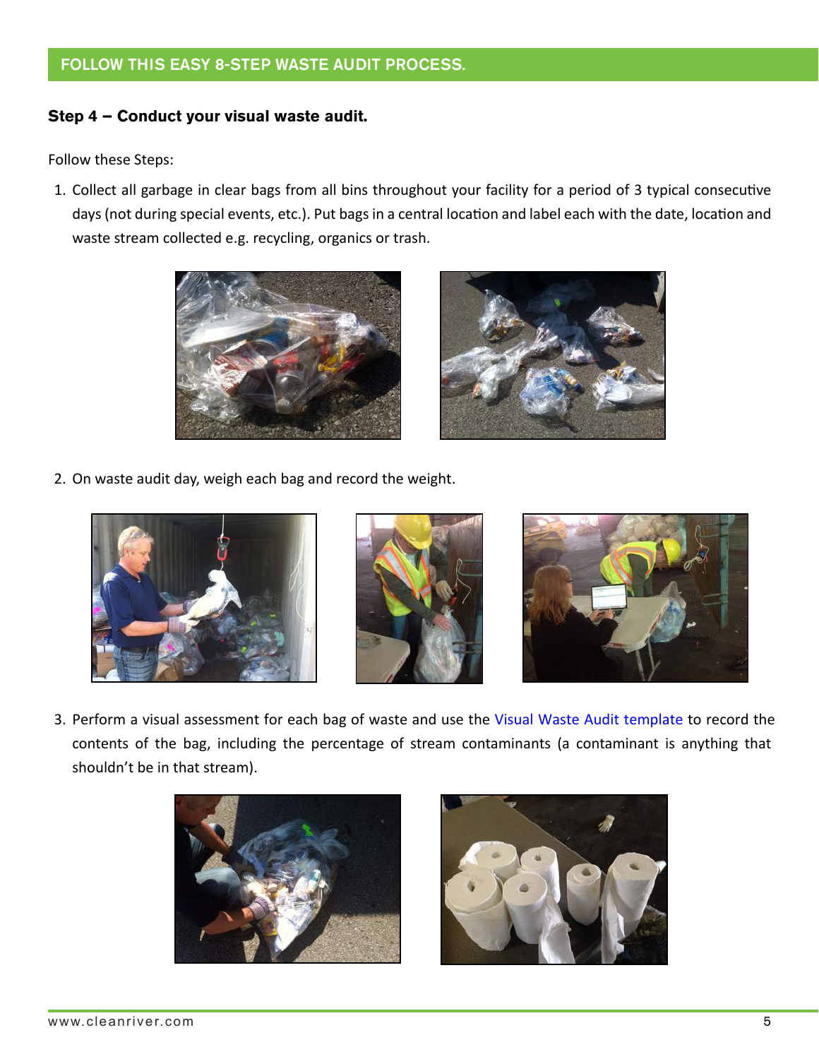## FOLLOW THIS EASY 8-STEP WASTE AUDIT PROCESS.

### Step 4 – Conduct your visual waste audit.

Follow these Steps:

1. Collect all garbage in clear bags from all bins throughout your facility for a period of 3 typical consecutive days (not during special events, etc.). Put bags in a central location and label each with the date, location and waste stream collected e.g. recycling, organics or trash.

2. On waste audit day, weigh each bag and record the weight.

3. Perform a visual assessment for each bag of waste and use the Visual Waste Audit template to record the contents of the bag, including the percentage of stream contaminants (a contaminant is anything that shouldn't be in that stream).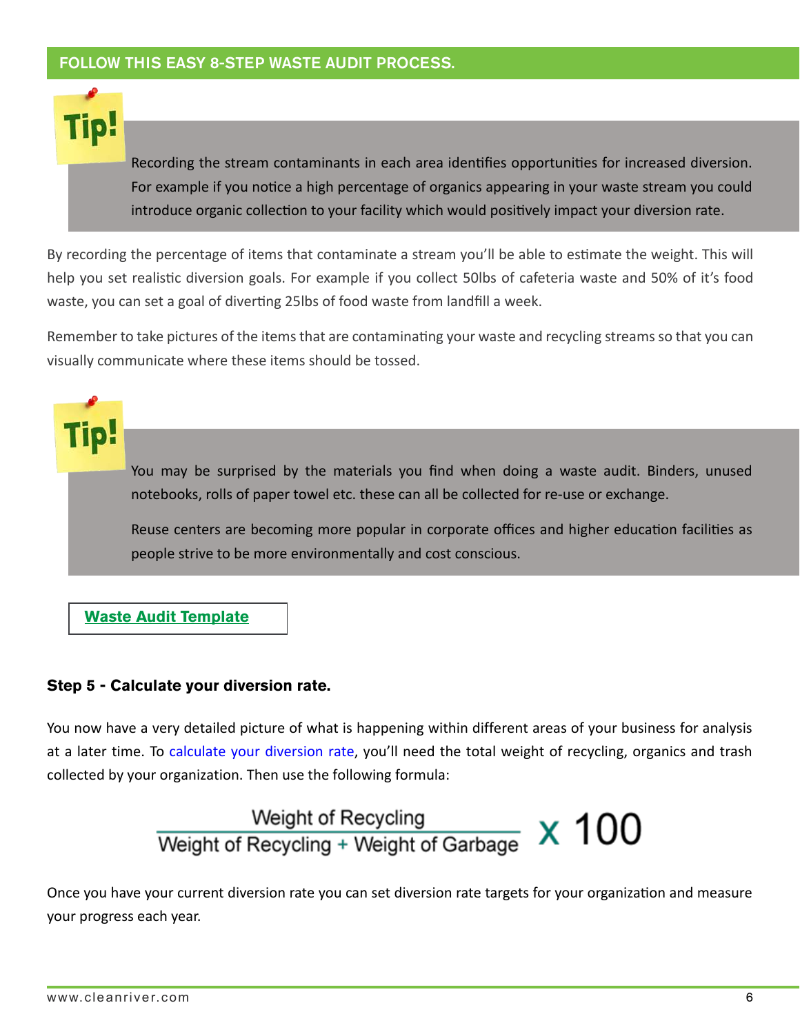## FOLLOW THIS EASY 8-STEP WASTE AUDIT PROCESS.

**Tip!**

Recording the stream contaminants in each area identifies opportunities for increased diversion. For example if you notice a high percentage of organics appearing in your waste stream you could introduce organic collection to your facility which would positively impact your diversion rate.

By recording the percentage of items that contaminate a stream you'll be able to estimate the weight. This will help you set realistic diversion goals. For example if you collect 50lbs of cafeteria waste and 50% of it's food waste, you can set a goal of diverting 25lbs of food waste from landfill a week.

Remember to take pictures of the items that are contaminating your waste and recycling streams so that you can visually communicate where these items should be tossed.

**Tip!**

You may be surprised by the materials you find when doing a waste audit. Binders, unused notebooks, rolls of paper towel etc. these can all be collected for re-use or exchange.

Reuse centers are becoming more popular in corporate offices and higher education facilities as people strive to be more environmentally and cost conscious.

**Waste Audit Template**

### Step 5 - Calculate your diversion rate.

You now have a very detailed picture of what is happening within different areas of your business for analysis at a later time. To calculate your diversion rate, you'll need the total weight of recycling, organics and trash collected by your organization. Then use the following formula:

$$\frac{\text{Weight of Recycling}}{\text{Weight of Recycling} + \text{Weight of Garbage}} \times 100$$

Once you have your current diversion rate you can set diversion rate targets for your organization and measure your progress each year.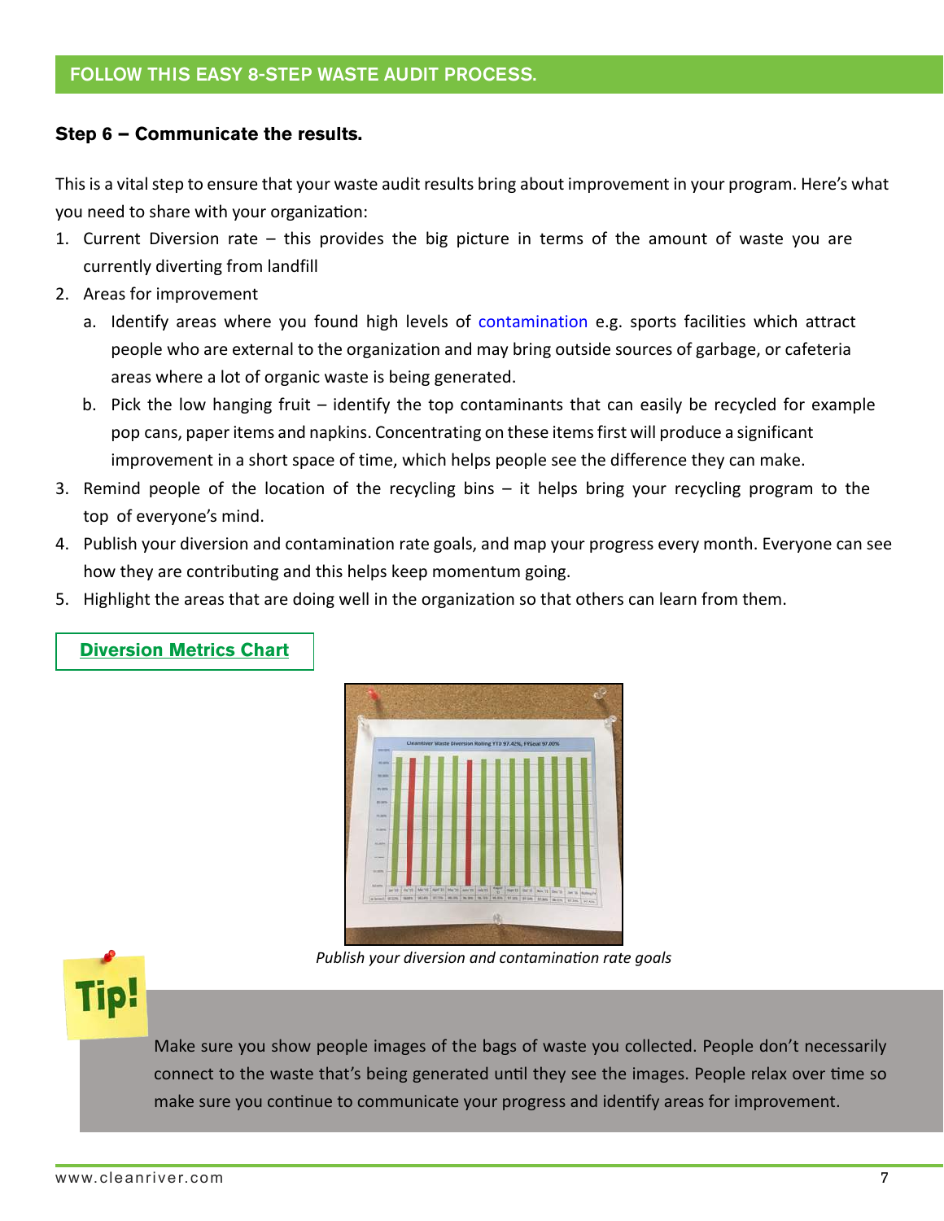## FOLLOW THIS EASY 8-STEP WASTE AUDIT PROCESS.

### Step 6 – Communicate the results.

This is a vital step to ensure that your waste audit results bring about improvement in your program. Here's what you need to share with your organization:

1. Current Diversion rate – this provides the big picture in terms of the amount of waste you are currently diverting from landfill
2. Areas for improvement
   a. Identify areas where you found high levels of contamination e.g. sports facilities which attract people who are external to the organization and may bring outside sources of garbage, or cafeteria areas where a lot of organic waste is being generated.
   b. Pick the low hanging fruit – identify the top contaminants that can easily be recycled for example pop cans, paper items and napkins. Concentrating on these items first will produce a significant improvement in a short space of time, which helps people see the difference they can make.
3. Remind people of the location of the recycling bins – it helps bring your recycling program to the top of everyone's mind.
4. Publish your diversion and contamination rate goals, and map your progress every month. Everyone can see how they are contributing and this helps keep momentum going.
5. Highlight the areas that are doing well in the organization so that others can learn from them.

**Diversion Metrics Chart**

*Publish your diversion and contamination rate goals*

**Tip!**

Make sure you show people images of the bags of waste you collected. People don't necessarily connect to the waste that's being generated until they see the images. People relax over time so make sure you continue to communicate your progress and identify areas for improvement.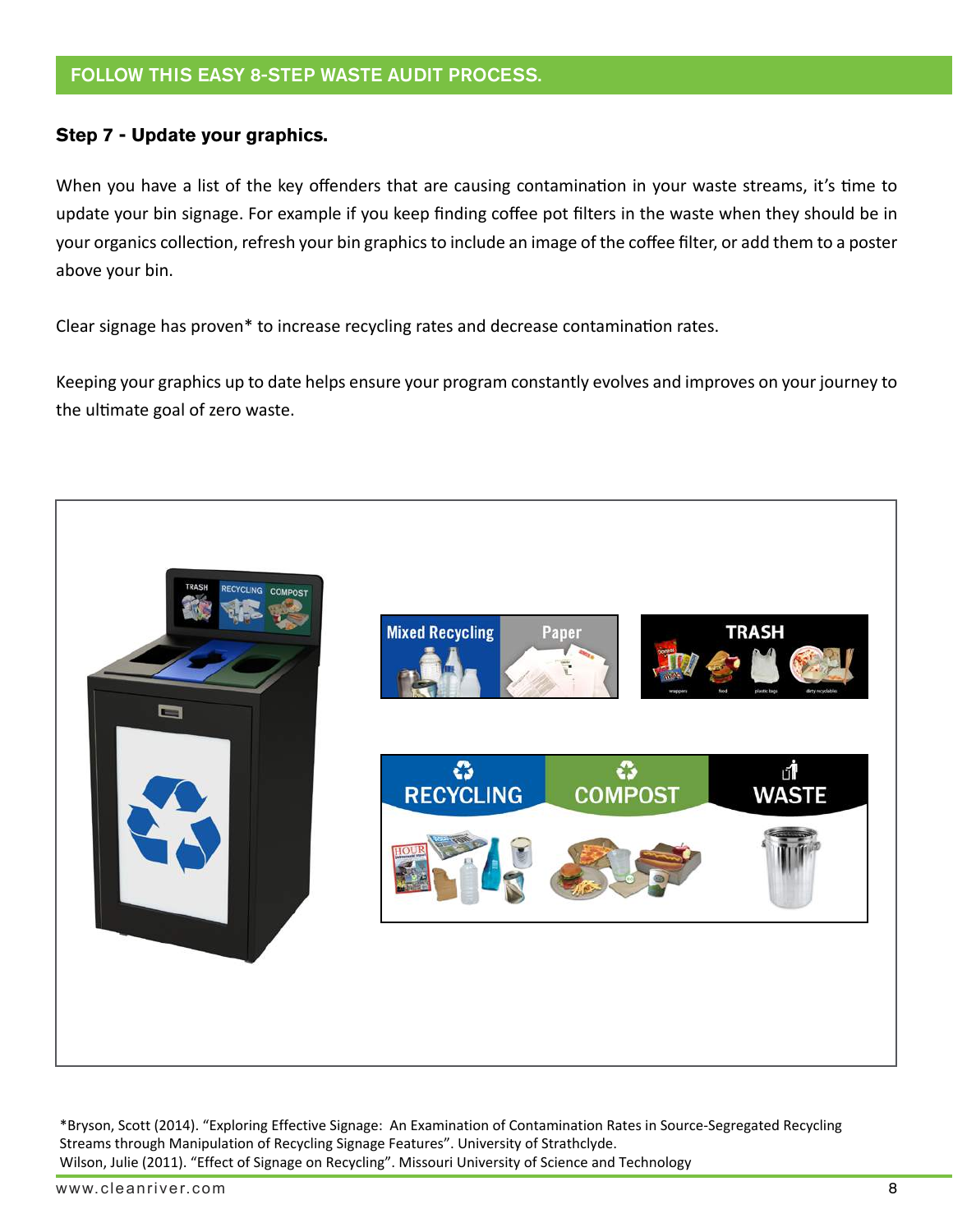## FOLLOW THIS EASY 8-STEP WASTE AUDIT PROCESS.

### Step 7 - Update your graphics.

When you have a list of the key offenders that are causing contamination in your waste streams, it's time to update your bin signage. For example if you keep finding coffee pot filters in the waste when they should be in your organics collection, refresh your bin graphics to include an image of the coffee filter, or add them to a poster above your bin.

Clear signage has proven* to increase recycling rates and decrease contamination rates.

Keeping your graphics up to date helps ensure your program constantly evolves and improves on your journey to the ultimate goal of zero waste.

*Bryson, Scott (2014). "Exploring Effective Signage: An Examination of Contamination Rates in Source-Segregated Recycling Streams through Manipulation of Recycling Signage Features". University of Strathclyde.
Wilson, Julie (2011). "Effect of Signage on Recycling". Missouri University of Science and Technology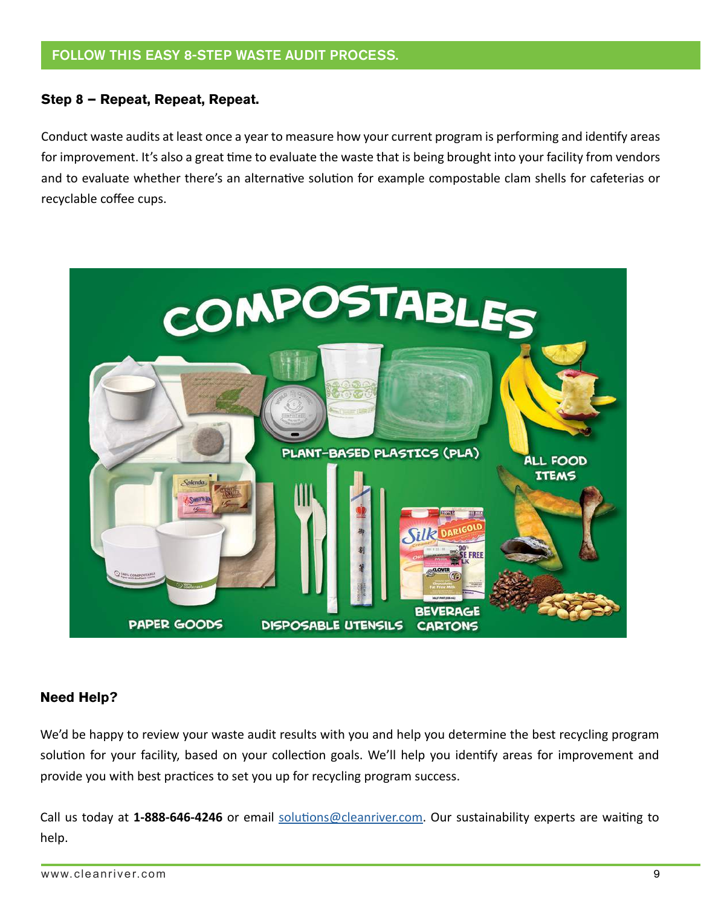## FOLLOW THIS EASY 8-STEP WASTE AUDIT PROCESS.

### Step 8 – Repeat, Repeat, Repeat.

Conduct waste audits at least once a year to measure how your current program is performing and identify areas for improvement. It's also a great time to evaluate the waste that is being brought into your facility from vendors and to evaluate whether there's an alternative solution for example compostable clam shells for cafeterias or recyclable coffee cups.

COMPOSTABLES

PAPER GOODS

PLANT-BASED PLASTICS (PLA)

ALL FOOD ITEMS

DISPOSABLE UTENSILS

BEVERAGE CARTONS

### Need Help?

We'd be happy to review your waste audit results with you and help you determine the best recycling program solution for your facility, based on your collection goals. We'll help you identify areas for improvement and provide you with best practices to set you up for recycling program success.

Call us today at **1-888-646-4246** or email solutions@cleanriver.com. Our sustainability experts are waiting to help.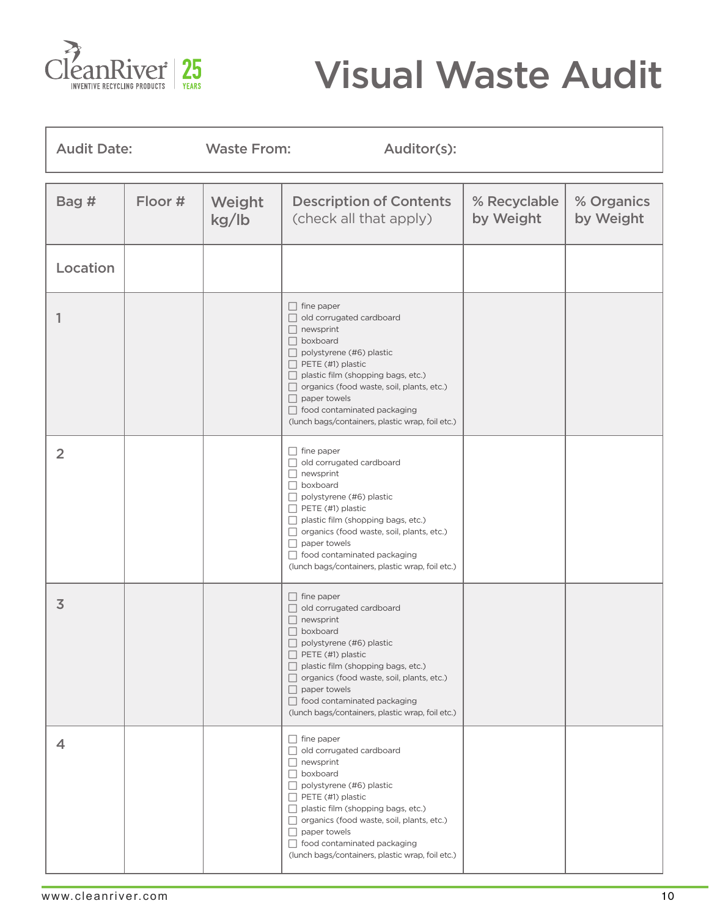CleanRiver® | 25 YEARS
INVENTIVE RECYCLING PRODUCTS

# Visual Waste Audit

| Audit Date: | Waste From: | Auditor(s): |
|---|---|---|

| Bag # | Floor # | Weight kg/lb | Description of Contents (check all that apply) | % Recyclable by Weight | % Organics by Weight |
|---|---|---|---|---|---|
| Location | | | | | |
| 1 | | | ☐ fine paper<br>☐ old corrugated cardboard<br>☐ newsprint<br>☐ boxboard<br>☐ polystyrene (#6) plastic<br>☐ PETE (#1) plastic<br>☐ plastic film (shopping bags, etc.)<br>☐ organics (food waste, soil, plants, etc.)<br>☐ paper towels<br>☐ food contaminated packaging<br>(lunch bags/containers, plastic wrap, foil etc.) | | |
| 2 | | | ☐ fine paper<br>☐ old corrugated cardboard<br>☐ newsprint<br>☐ boxboard<br>☐ polystyrene (#6) plastic<br>☐ PETE (#1) plastic<br>☐ plastic film (shopping bags, etc.)<br>☐ organics (food waste, soil, plants, etc.)<br>☐ paper towels<br>☐ food contaminated packaging<br>(lunch bags/containers, plastic wrap, foil etc.) | | |
| 3 | | | ☐ fine paper<br>☐ old corrugated cardboard<br>☐ newsprint<br>☐ boxboard<br>☐ polystyrene (#6) plastic<br>☐ PETE (#1) plastic<br>☐ plastic film (shopping bags, etc.)<br>☐ organics (food waste, soil, plants, etc.)<br>☐ paper towels<br>☐ food contaminated packaging<br>(lunch bags/containers, plastic wrap, foil etc.) | | |
| 4 | | | ☐ fine paper<br>☐ old corrugated cardboard<br>☐ newsprint<br>☐ boxboard<br>☐ polystyrene (#6) plastic<br>☐ PETE (#1) plastic<br>☐ plastic film (shopping bags, etc.)<br>☐ organics (food waste, soil, plants, etc.)<br>☐ paper towels<br>☐ food contaminated packaging<br>(lunch bags/containers, plastic wrap, foil etc.) | | |

www.cleanriver.com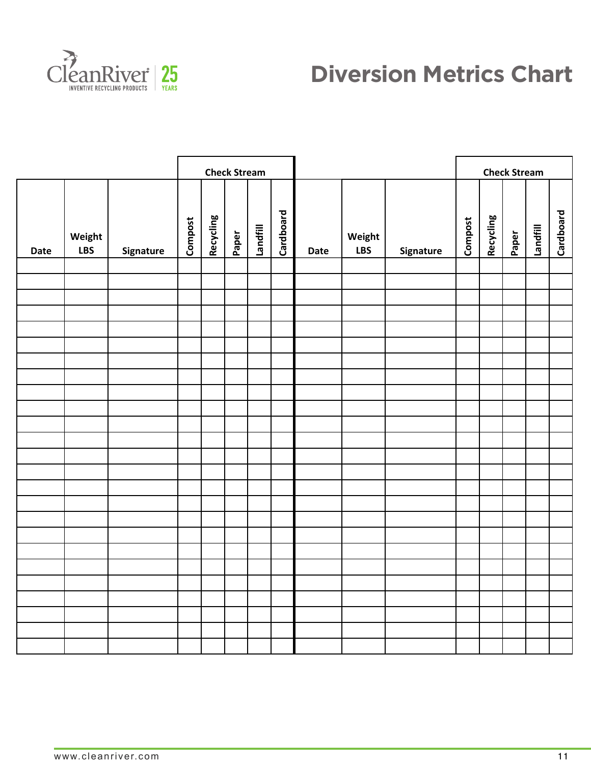# Diversion Metrics Chart

| | | | Check Stream | | | | | | | | Check Stream | | | | |
|---|---|---|---|---|---|---|---|---|---|---|---|---|---|---|---|
| Date | Weight LBS | Signature | Compost | Recycling | Paper | Landfill | Cardboard | Date | Weight LBS | Signature | Compost | Recycling | Paper | Landfill | Cardboard |
| | | | | | | | | | | | | | | | |
| | | | | | | | | | | | | | | | |
| | | | | | | | | | | | | | | | |
| | | | | | | | | | | | | | | | |
| | | | | | | | | | | | | | | | |
| | | | | | | | | | | | | | | | |
| | | | | | | | | | | | | | | | |
| | | | | | | | | | | | | | | | |
| | | | | | | | | | | | | | | | |
| | | | | | | | | | | | | | | | |
| | | | | | | | | | | | | | | | |
| | | | | | | | | | | | | | | | |
| | | | | | | | | | | | | | | | |
| | | | | | | | | | | | | | | | |
| | | | | | | | | | | | | | | | |
| | | | | | | | | | | | | | | | |
| | | | | | | | | | | | | | | | |
| | | | | | | | | | | | | | | | |
| | | | | | | | | | | | | | | | |
| | | | | | | | | | | | | | | | |
| | | | | | | | | | | | | | | | |
| | | | | | | | | | | | | | | | |
| | | | | | | | | | | | | | | | |
| | | | | | | | | | | | | | | | |
| | | | | | | | | | | | | | | | |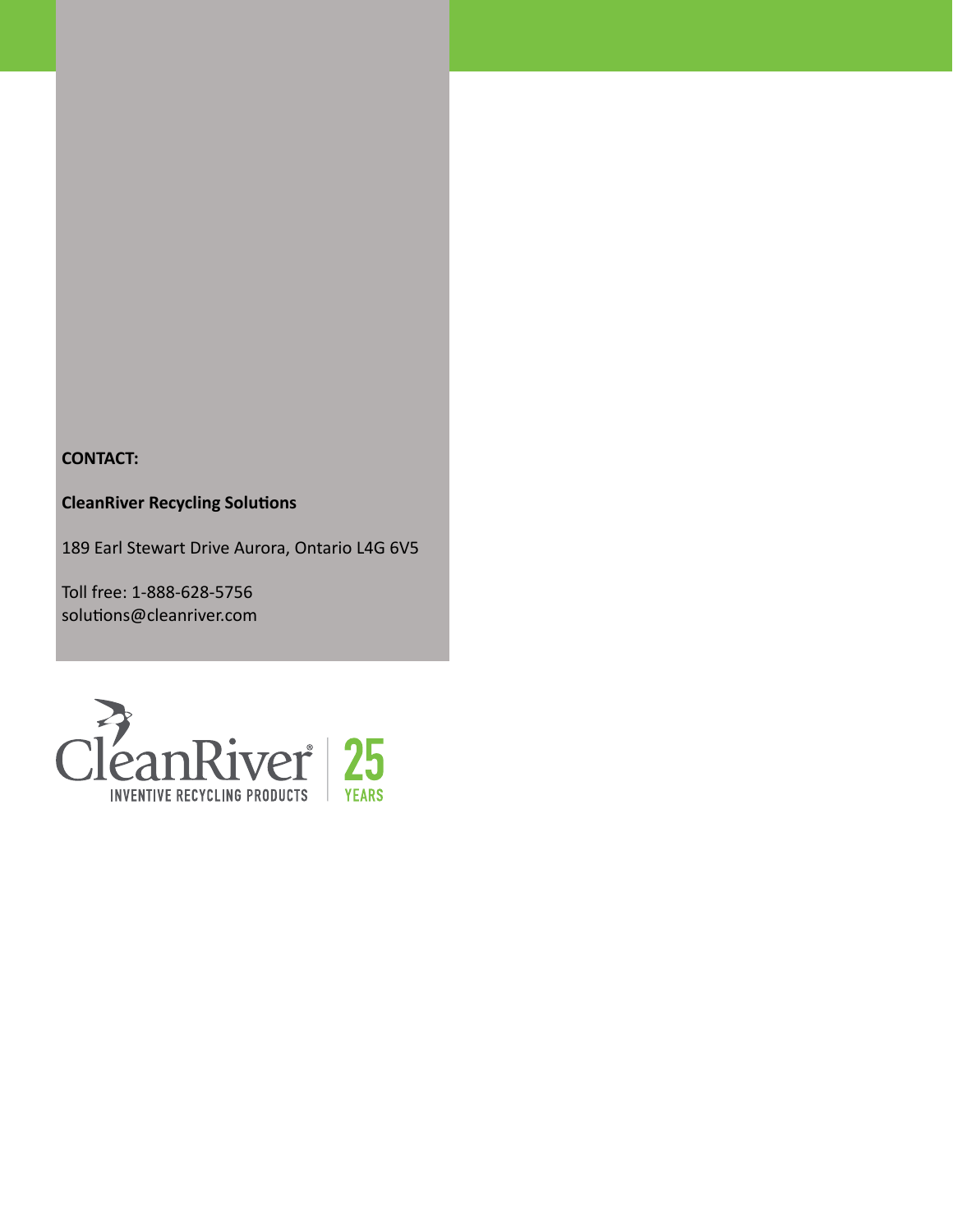**CONTACT:**

**CleanRiver Recycling Solutions**

189 Earl Stewart Drive Aurora, Ontario L4G 6V5

Toll free: 1-888-628-5756
solutions@cleanriver.com

CleanRiver® INVENTIVE RECYCLING PRODUCTS | 25 YEARS